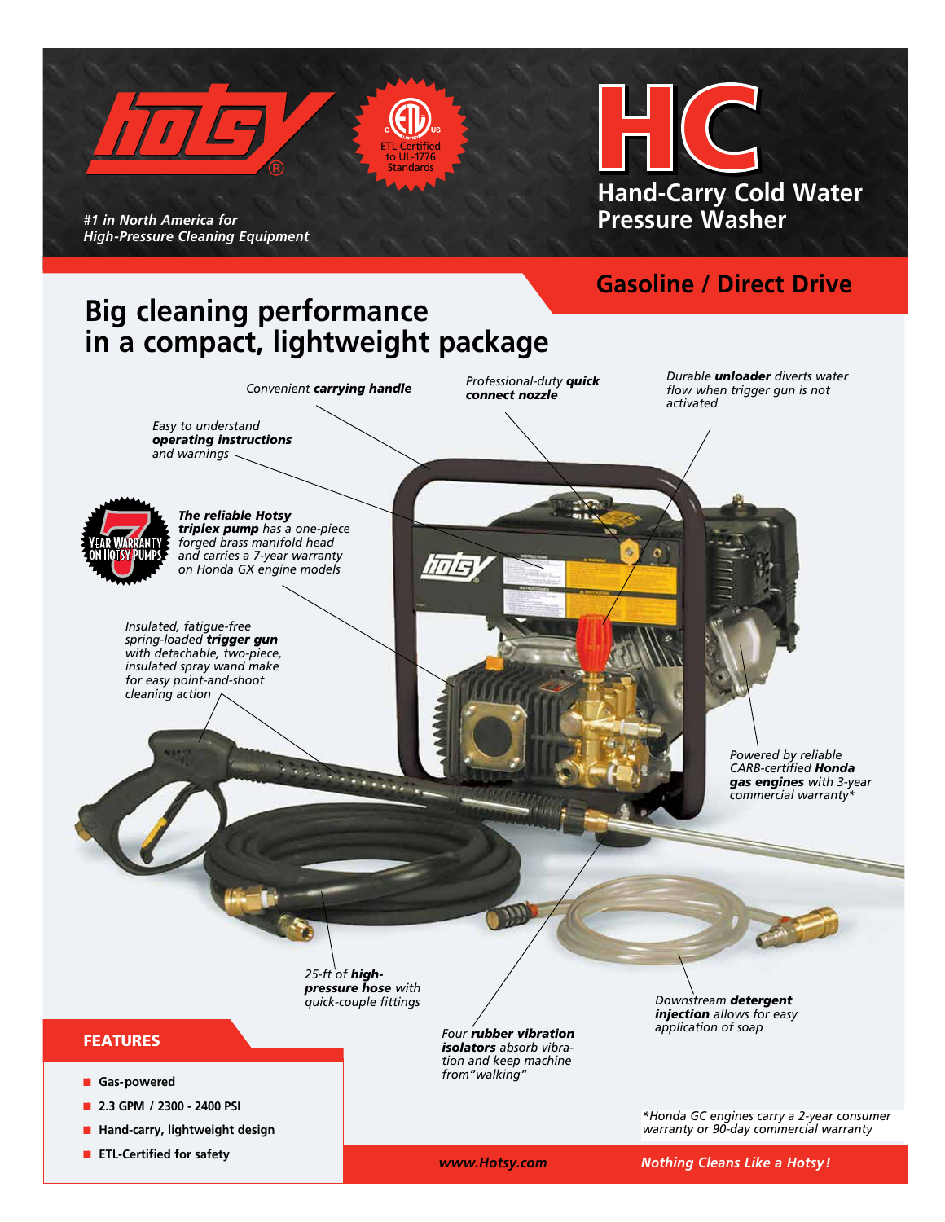**hotsy**®

*#1 in North America for High-Pressure Cleaning Equipment*

ETL-Certified to UL-1776 Standards

# HC

## Hand-Carry Cold Water Pressure Washer

### Gasoline / Direct Drive

## Big cleaning performance in a compact, lightweight package

*Convenient **carrying handle***

*Professional-duty **quick connect nozzle***

*Durable **unloader** diverts water flow when trigger gun is not activated*

*Easy to understand **operating instructions** and warnings*

7 YEAR WARRANTY ON HOTSY PUMPS

***The reliable Hotsy triplex pump** has a one-piece forged brass manifold head and carries a 7-year warranty on Honda GX engine models*

*Insulated, fatigue-free spring-loaded **trigger gun** with detachable, two-piece, insulated spray wand make for easy point-and-shoot cleaning action*

*Powered by reliable CARB-certified **Honda gas engines** with 3-year commercial warranty**

*25-ft of **high-pressure hose** with quick-couple fittings*

*Four **rubber vibration isolators** absorb vibration and keep machine from "walking"*

*Downstream **detergent injection** allows for easy application of soap*

### FEATURES

- Gas-powered
- 2.3 GPM / 2300 - 2400 PSI
- Hand-carry, lightweight design
- ETL-Certified for safety

**Honda GC engines carry a 2-year consumer warranty or 90-day commercial warranty*

*www.Hotsy.com*

*Nothing Cleans Like a Hotsy!*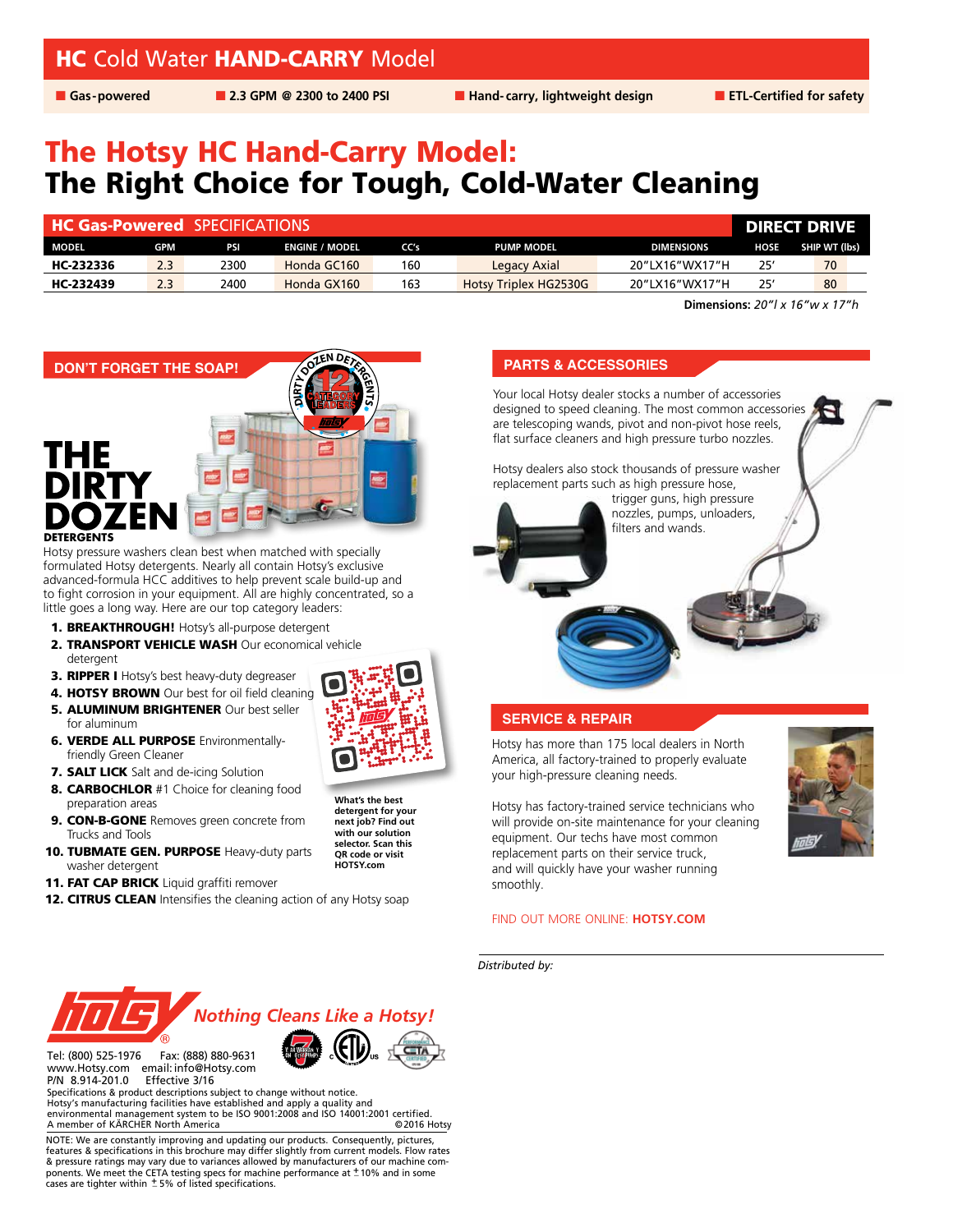# HC Cold Water HAND-CARRY Model

- Gas-powered
- 2.3 GPM @ 2300 to 2400 PSI
- Hand-carry, lightweight design
- ETL-Certified for safety

# The Hotsy HC Hand-Carry Model: The Right Choice for Tough, Cold-Water Cleaning

## HC Gas-Powered SPECIFICATIONS — DIRECT DRIVE

| MODEL | GPM | PSI | ENGINE / MODEL | CC's | PUMP MODEL | DIMENSIONS | HOSE | SHIP WT (lbs) |
|---|---|---|---|---|---|---|---|---|
| HC-232336 | 2.3 | 2300 | Honda GC160 | 160 | Legacy Axial | 20"LX16"WX17"H | 25' | 70 |
| HC-232439 | 2.3 | 2400 | Honda GX160 | 163 | Hotsy Triplex HG2530G | 20"LX16"WX17"H | 25' | 80 |

**Dimensions:** *20"l x 16"w x 17"h*

## DON'T FORGET THE SOAP!

**THE DIRTY DOZEN DETERGENTS**

Hotsy pressure washers clean best when matched with specially formulated Hotsy detergents. Nearly all contain Hotsy's exclusive advanced-formula HCC additives to help prevent scale build-up and to fight corrosion in your equipment. All are highly concentrated, so a little goes a long way. Here are our top category leaders:

1. **BREAKTHROUGH!** Hotsy's all-purpose detergent
2. **TRANSPORT VEHICLE WASH** Our economical vehicle detergent
3. **RIPPER I** Hotsy's best heavy-duty degreaser
4. **HOTSY BROWN** Our best for oil field cleaning
5. **ALUMINUM BRIGHTENER** Our best seller for aluminum
6. **VERDE ALL PURPOSE** Environmentally-friendly Green Cleaner
7. **SALT LICK** Salt and de-icing Solution
8. **CARBOCHLOR** #1 Choice for cleaning food preparation areas
9. **CON-B-GONE** Removes green concrete from Trucks and Tools
10. **TUBMATE GEN. PURPOSE** Heavy-duty parts washer detergent
11. **FAT CAP BRICK** Liquid graffiti remover
12. **CITRUS CLEAN** Intensifies the cleaning action of any Hotsy soap

**What's the best detergent for your next job? Find out with our solution selector. Scan this QR code or visit HOTSY.com**

## PARTS & ACCESSORIES

Your local Hotsy dealer stocks a number of accessories designed to speed cleaning. The most common accessories are telescoping wands, pivot and non-pivot hose reels, flat surface cleaners and high pressure turbo nozzles.

Hotsy dealers also stock thousands of pressure washer replacement parts such as high pressure hose, trigger guns, high pressure nozzles, pumps, unloaders, filters and wands.

## SERVICE & REPAIR

Hotsy has more than 175 local dealers in North America, all factory-trained to properly evaluate your high-pressure cleaning needs.

Hotsy has factory-trained service technicians who will provide on-site maintenance for your cleaning equipment. Our techs have most common replacement parts on their service truck, and will quickly have your washer running smoothly.

FIND OUT MORE ONLINE: **HOTSY.COM**

*Distributed by:*

*Nothing Cleans Like a Hotsy!*

Tel: (800) 525-1976 Fax: (888) 880-9631
www.Hotsy.com email: info@Hotsy.com
P/N 8.914-201.0 Effective 3/16

Specifications & product descriptions subject to change without notice.
Hotsy's manufacturing facilities have established and apply a quality and environmental management system to be ISO 9001:2008 and ISO 14001:2001 certified.
A member of KÄRCHER North America ©2016 Hotsy

NOTE: We are constantly improving and updating our products. Consequently, pictures, features & specifications in this brochure may differ slightly from current models. Flow rates & pressure ratings may vary due to variances allowed by manufacturers of our machine components. We meet the CETA testing specs for machine performance at ±10% and in some cases are tighter within ±5% of listed specifications.